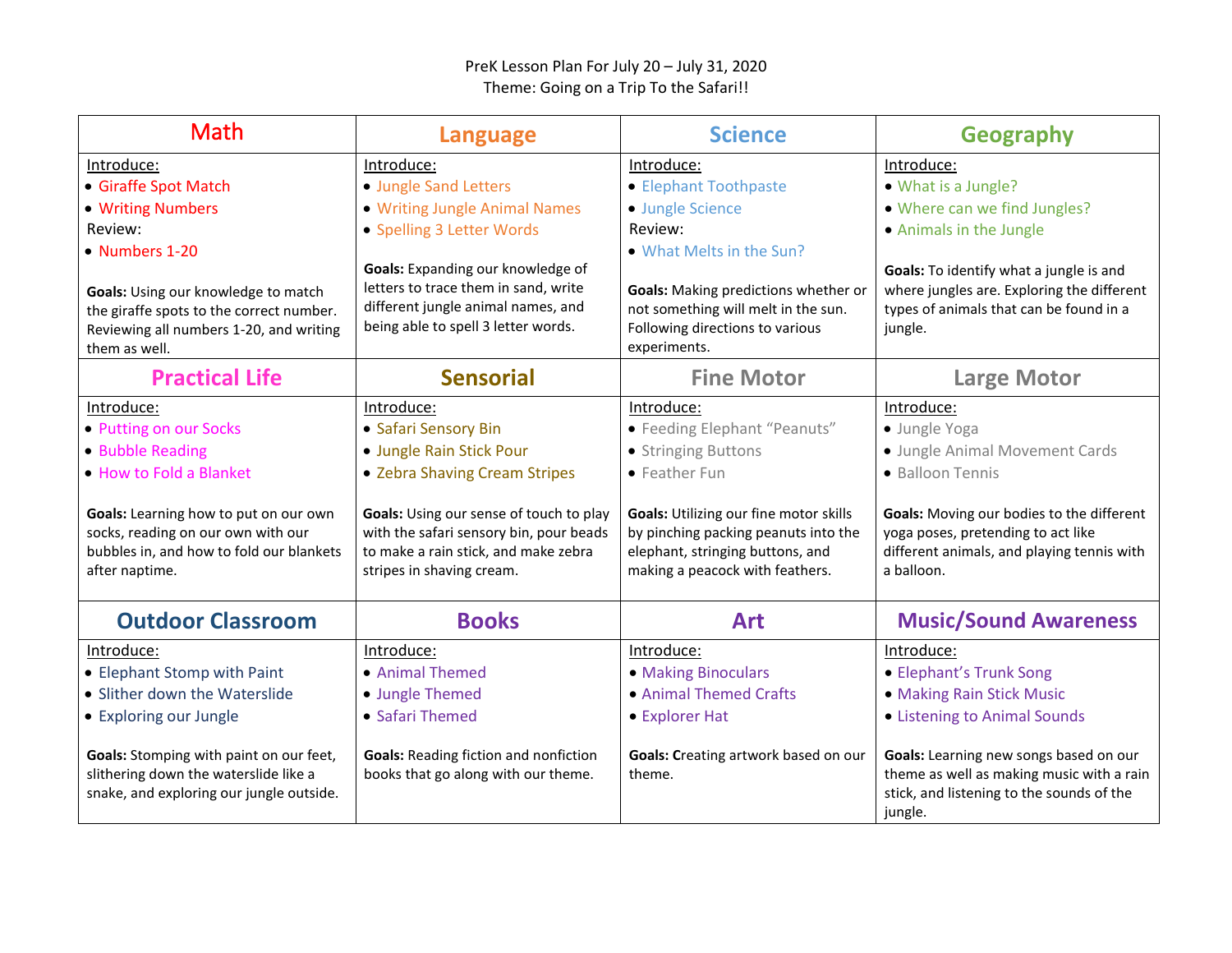PreK Lesson Plan For July 20 – July 31, 2020
Theme: Going on a Trip To the Safari!!

| Math | Language | Science | Geography |
|---|---|---|---|
| Introduce:<br>• Giraffe Spot Match<br>• Writing Numbers<br>Review:<br>• Numbers 1-20<br><br>**Goals:** Using our knowledge to match the giraffe spots to the correct number. Reviewing all numbers 1-20, and writing them as well. | Introduce:<br>• Jungle Sand Letters<br>• Writing Jungle Animal Names<br>• Spelling 3 Letter Words<br><br>**Goals:** Expanding our knowledge of letters to trace them in sand, write different jungle animal names, and being able to spell 3 letter words. | Introduce:<br>• Elephant Toothpaste<br>• Jungle Science<br>Review:<br>• What Melts in the Sun?<br><br>**Goals:** Making predictions whether or not something will melt in the sun. Following directions to various experiments. | Introduce:<br>• What is a Jungle?<br>• Where can we find Jungles?<br>• Animals in the Jungle<br><br>**Goals:** To identify what a jungle is and where jungles are. Exploring the different types of animals that can be found in a jungle. |
| **Practical Life** | **Sensorial** | **Fine Motor** | **Large Motor** |
| Introduce:<br>• Putting on our Socks<br>• Bubble Reading<br>• How to Fold a Blanket<br><br>**Goals:** Learning how to put on our own socks, reading on our own with our bubbles in, and how to fold our blankets after naptime. | Introduce:<br>• Safari Sensory Bin<br>• Jungle Rain Stick Pour<br>• Zebra Shaving Cream Stripes<br><br>**Goals:** Using our sense of touch to play with the safari sensory bin, pour beads to make a rain stick, and make zebra stripes in shaving cream. | Introduce:<br>• Feeding Elephant "Peanuts"<br>• Stringing Buttons<br>• Feather Fun<br><br>**Goals:** Utilizing our fine motor skills by pinching packing peanuts into the elephant, stringing buttons, and making a peacock with feathers. | Introduce:<br>• Jungle Yoga<br>• Jungle Animal Movement Cards<br>• Balloon Tennis<br><br>**Goals:** Moving our bodies to the different yoga poses, pretending to act like different animals, and playing tennis with a balloon. |
| **Outdoor Classroom** | **Books** | **Art** | **Music/Sound Awareness** |
| Introduce:<br>• Elephant Stomp with Paint<br>• Slither down the Waterslide<br>• Exploring our Jungle<br><br>**Goals:** Stomping with paint on our feet, slithering down the waterslide like a snake, and exploring our jungle outside. | Introduce:<br>• Animal Themed<br>• Jungle Themed<br>• Safari Themed<br><br>**Goals:** Reading fiction and nonfiction books that go along with our theme. | Introduce:<br>• Making Binoculars<br>• Animal Themed Crafts<br>• Explorer Hat<br><br>**Goals:** Creating artwork based on our theme. | Introduce:<br>• Elephant's Trunk Song<br>• Making Rain Stick Music<br>• Listening to Animal Sounds<br><br>**Goals:** Learning new songs based on our theme as well as making music with a rain stick, and listening to the sounds of the jungle. |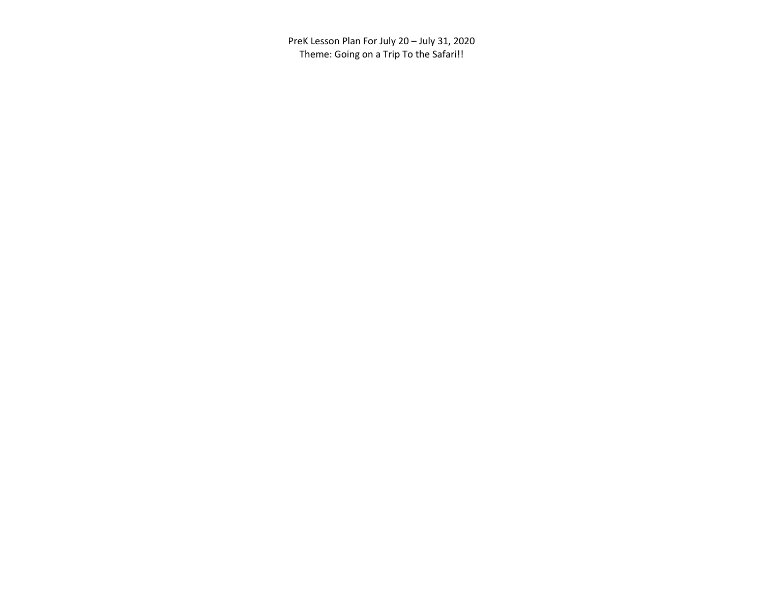PreK Lesson Plan For July 20 – July 31, 2020

Theme: Going on a Trip To the Safari!!